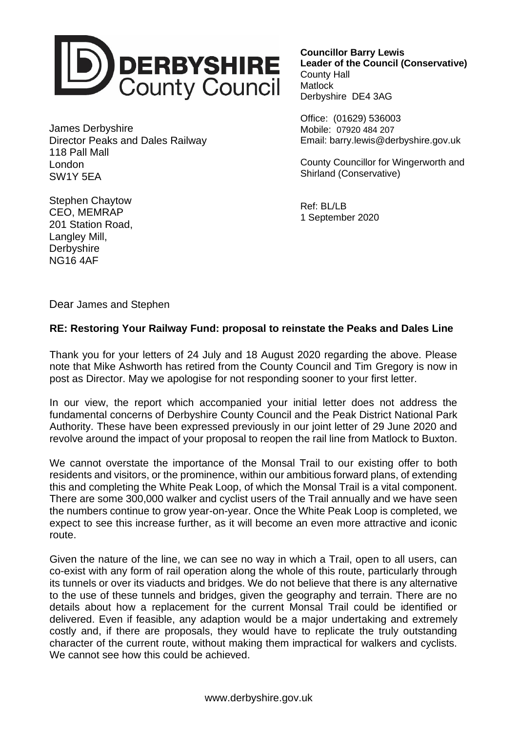DERBYSHIRE County Council

**Councillor Barry Lewis**
**Leader of the Council (Conservative)**
County Hall
Matlock
Derbyshire DE4 3AG

Office: (01629) 536003
Mobile: 07920 484 207
Email: barry.lewis@derbyshire.gov.uk

County Councillor for Wingerworth and Shirland (Conservative)

Ref: BL/LB
1 September 2020

James Derbyshire
Director Peaks and Dales Railway
118 Pall Mall
London
SW1Y 5EA

Stephen Chaytow
CEO, MEMRAP
201 Station Road,
Langley Mill,
Derbyshire
NG16 4AF

Dear James and Stephen

**RE: Restoring Your Railway Fund: proposal to reinstate the Peaks and Dales Line**

Thank you for your letters of 24 July and 18 August 2020 regarding the above. Please note that Mike Ashworth has retired from the County Council and Tim Gregory is now in post as Director. May we apologise for not responding sooner to your first letter.

In our view, the report which accompanied your initial letter does not address the fundamental concerns of Derbyshire County Council and the Peak District National Park Authority. These have been expressed previously in our joint letter of 29 June 2020 and revolve around the impact of your proposal to reopen the rail line from Matlock to Buxton.

We cannot overstate the importance of the Monsal Trail to our existing offer to both residents and visitors, or the prominence, within our ambitious forward plans, of extending this and completing the White Peak Loop, of which the Monsal Trail is a vital component. There are some 300,000 walker and cyclist users of the Trail annually and we have seen the numbers continue to grow year-on-year. Once the White Peak Loop is completed, we expect to see this increase further, as it will become an even more attractive and iconic route.

Given the nature of the line, we can see no way in which a Trail, open to all users, can co-exist with any form of rail operation along the whole of this route, particularly through its tunnels or over its viaducts and bridges. We do not believe that there is any alternative to the use of these tunnels and bridges, given the geography and terrain. There are no details about how a replacement for the current Monsal Trail could be identified or delivered. Even if feasible, any adaption would be a major undertaking and extremely costly and, if there are proposals, they would have to replicate the truly outstanding character of the current route, without making them impractical for walkers and cyclists. We cannot see how this could be achieved.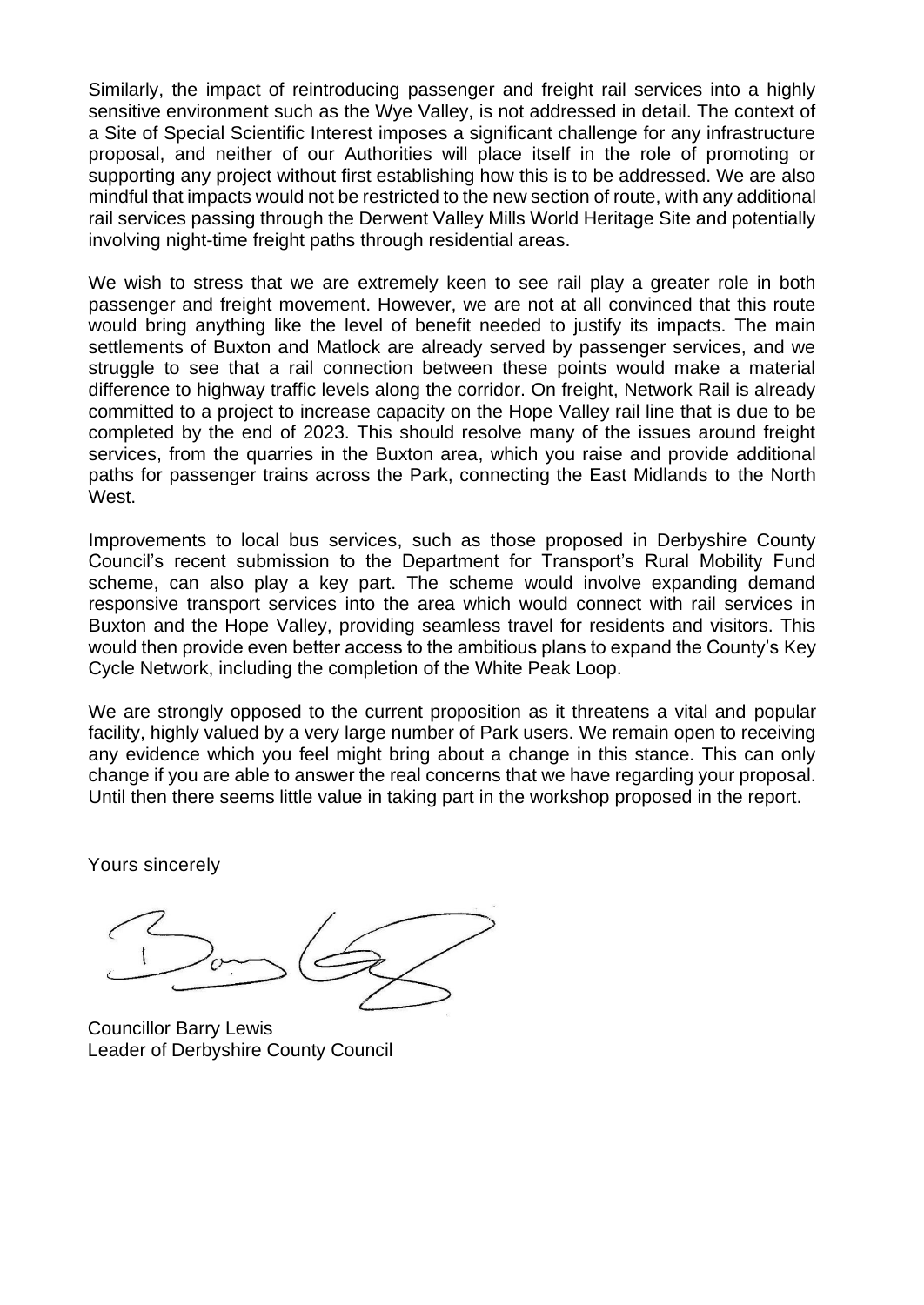Similarly, the impact of reintroducing passenger and freight rail services into a highly sensitive environment such as the Wye Valley, is not addressed in detail. The context of a Site of Special Scientific Interest imposes a significant challenge for any infrastructure proposal, and neither of our Authorities will place itself in the role of promoting or supporting any project without first establishing how this is to be addressed. We are also mindful that impacts would not be restricted to the new section of route, with any additional rail services passing through the Derwent Valley Mills World Heritage Site and potentially involving night-time freight paths through residential areas.

We wish to stress that we are extremely keen to see rail play a greater role in both passenger and freight movement. However, we are not at all convinced that this route would bring anything like the level of benefit needed to justify its impacts. The main settlements of Buxton and Matlock are already served by passenger services, and we struggle to see that a rail connection between these points would make a material difference to highway traffic levels along the corridor. On freight, Network Rail is already committed to a project to increase capacity on the Hope Valley rail line that is due to be completed by the end of 2023. This should resolve many of the issues around freight services, from the quarries in the Buxton area, which you raise and provide additional paths for passenger trains across the Park, connecting the East Midlands to the North West.

Improvements to local bus services, such as those proposed in Derbyshire County Council's recent submission to the Department for Transport's Rural Mobility Fund scheme, can also play a key part. The scheme would involve expanding demand responsive transport services into the area which would connect with rail services in Buxton and the Hope Valley, providing seamless travel for residents and visitors. This would then provide even better access to the ambitious plans to expand the County's Key Cycle Network, including the completion of the White Peak Loop.

We are strongly opposed to the current proposition as it threatens a vital and popular facility, highly valued by a very large number of Park users. We remain open to receiving any evidence which you feel might bring about a change in this stance. This can only change if you are able to answer the real concerns that we have regarding your proposal. Until then there seems little value in taking part in the workshop proposed in the report.

Yours sincerely

Councillor Barry Lewis
Leader of Derbyshire County Council